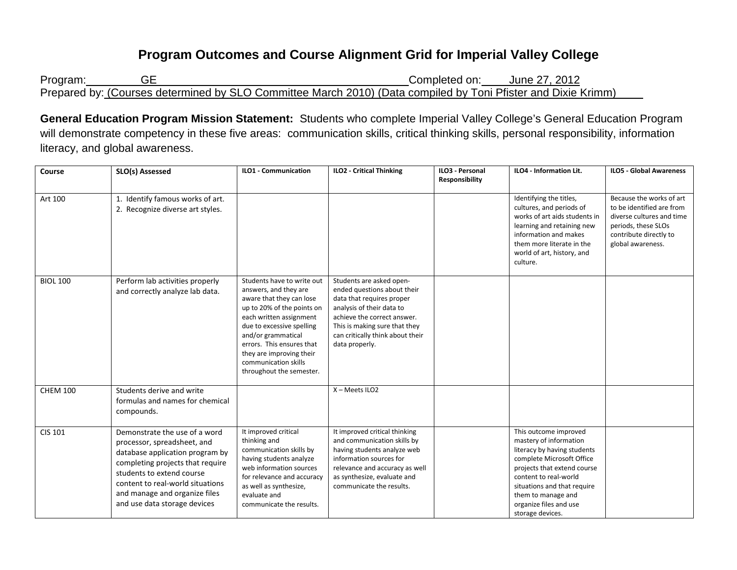# Program Outcomes and Course Alignment Grid for Imperial Valley College

Program: GE Completed on: June 27, 2012
Prepared by: (Courses determined by SLO Committee March 2010) (Data compiled by Toni Pfister and Dixie Krimm)

**General Education Program Mission Statement:** Students who complete Imperial Valley College's General Education Program will demonstrate competency in these five areas: communication skills, critical thinking skills, personal responsibility, information literacy, and global awareness.

| Course | SLO(s) Assessed | ILO1 - Communication | ILO2 - Critical Thinking | ILO3 - Personal Responsibility | ILO4 - Information Lit. | ILO5 - Global Awareness |
|---|---|---|---|---|---|---|
| Art 100 | 1. Identify famous works of art.<br>2. Recognize diverse art styles. | | | | Identifying the titles, cultures, and periods of works of art aids students in learning and retaining new information and makes them more literate in the world of art, history, and culture. | Because the works of art to be identified are from diverse cultures and time periods, these SLOs contribute directly to global awareness. |
| BIOL 100 | Perform lab activities properly and correctly analyze lab data. | Students have to write out answers, and they are aware that they can lose up to 20% of the points on each written assignment due to excessive spelling and/or grammatical errors. This ensures that they are improving their communication skills throughout the semester. | Students are asked open-ended questions about their data that requires proper analysis of their data to achieve the correct answer. This is making sure that they can critically think about their data properly. | | | |
| CHEM 100 | Students derive and write formulas and names for chemical compounds. | | X – Meets ILO2 | | | |
| CIS 101 | Demonstrate the use of a word processor, spreadsheet, and database application program by completing projects that require students to extend course content to real-world situations and manage and organize files and use data storage devices | It improved critical thinking and communication skills by having students analyze web information sources for relevance and accuracy as well as synthesize, evaluate and communicate the results. | It improved critical thinking and communication skills by having students analyze web information sources for relevance and accuracy as well as synthesize, evaluate and communicate the results. | | This outcome improved mastery of information literacy by having students complete Microsoft Office projects that extend course content to real-world situations and that require them to manage and organize files and use storage devices. | |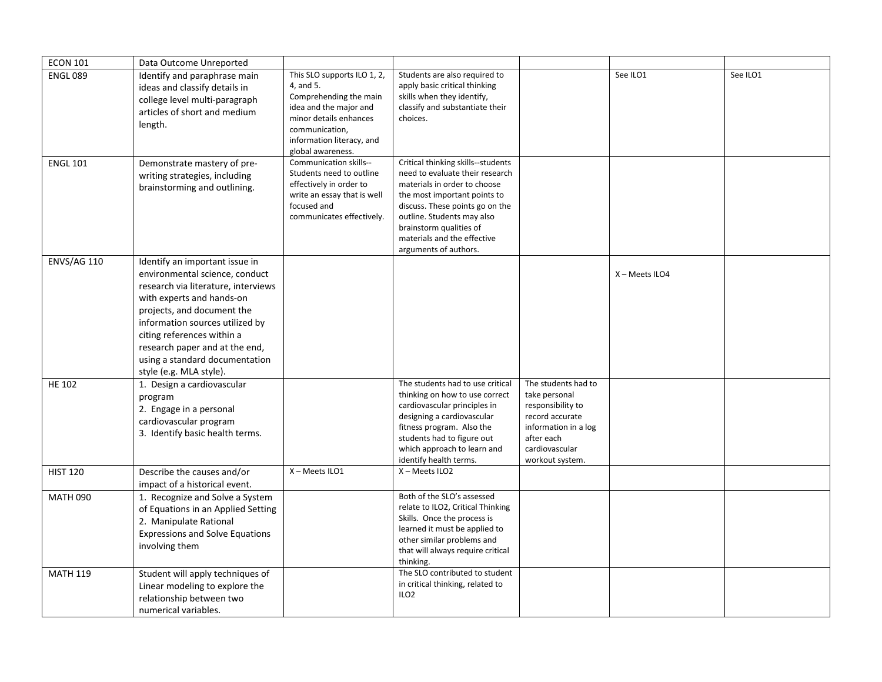| | | | | | | |
|---|---|---|---|---|---|---|
| ECON 101 | Data Outcome Unreported | | | | | |
| ENGL 089 | Identify and paraphrase main ideas and classify details in college level multi-paragraph articles of short and medium length. | This SLO supports ILO 1, 2, 4, and 5. Comprehending the main idea and the major and minor details enhances communication, information literacy, and global awareness. | Students are also required to apply basic critical thinking skills when they identify, classify and substantiate their choices. | | See ILO1 | See ILO1 |
| ENGL 101 | Demonstrate mastery of pre-writing strategies, including brainstorming and outlining. | Communication skills--Students need to outline effectively in order to write an essay that is well focused and communicates effectively. | Critical thinking skills--students need to evaluate their research materials in order to choose the most important points to discuss. These points go on the outline. Students may also brainstorm qualities of materials and the effective arguments of authors. | | | |
| ENVS/AG 110 | Identify an important issue in environmental science, conduct research via literature, interviews with experts and hands-on projects, and document the information sources utilized by citing references within a research paper and at the end, using a standard documentation style (e.g. MLA style). | | | | X – Meets ILO4 | |
| HE 102 | 1. Design a cardiovascular program<br>2. Engage in a personal cardiovascular program<br>3. Identify basic health terms. | | The students had to use critical thinking on how to use correct cardiovascular principles in designing a cardiovascular fitness program. Also the students had to figure out which approach to learn and identify health terms. | The students had to take personal responsibility to record accurate information in a log after each cardiovascular workout system. | | |
| HIST 120 | Describe the causes and/or impact of a historical event. | X – Meets ILO1 | X – Meets ILO2 | | | |
| MATH 090 | 1. Recognize and Solve a System of Equations in an Applied Setting<br>2. Manipulate Rational Expressions and Solve Equations involving them | | Both of the SLO's assessed relate to ILO2, Critical Thinking Skills. Once the process is learned it must be applied to other similar problems and that will always require critical thinking. | | | |
| MATH 119 | Student will apply techniques of Linear modeling to explore the relationship between two numerical variables. | | The SLO contributed to student in critical thinking, related to ILO2 | | | |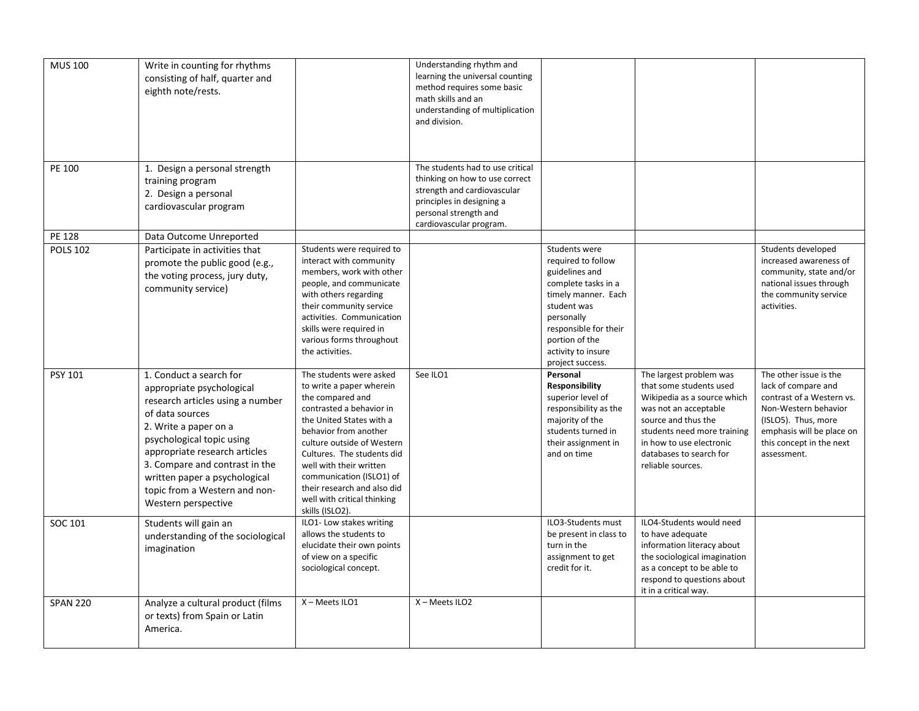| | | | | | | |
|---|---|---|---|---|---|---|
| MUS 100 | Write in counting for rhythms consisting of half, quarter and eighth note/rests. | | Understanding rhythm and learning the universal counting method requires some basic math skills and an understanding of multiplication and division. | | | |
| PE 100 | 1. Design a personal strength training program<br>2. Design a personal cardiovascular program | | The students had to use critical thinking on how to use correct strength and cardiovascular principles in designing a personal strength and cardiovascular program. | | | |
| PE 128 | Data Outcome Unreported | | | | | |
| POLS 102 | Participate in activities that promote the public good (e.g., the voting process, jury duty, community service) | Students were required to interact with community members, work with other people, and communicate with others regarding their community service activities. Communication skills were required in various forms throughout the activities. | | Students were required to follow guidelines and complete tasks in a timely manner. Each student was personally responsible for their portion of the activity to insure project success. | | Students developed increased awareness of community, state and/or national issues through the community service activities. |
| PSY 101 | 1. Conduct a search for appropriate psychological research articles using a number of data sources<br>2. Write a paper on a psychological topic using appropriate research articles<br>3. Compare and contrast in the written paper a psychological topic from a Western and non-Western perspective | The students were asked to write a paper wherein the compared and contrasted a behavior in the United States with a behavior from another culture outside of Western Cultures. The students did well with their written communication (ISLO1) of their research and also did well with critical thinking skills (ISLO2). | See ILO1 | **Personal Responsibility** superior level of responsibility as the majority of the students turned in their assignment in and on time | The largest problem was that some students used Wikipedia as a source which was not an acceptable source and thus the students need more training in how to use electronic databases to search for reliable sources. | The other issue is the lack of compare and contrast of a Western vs. Non-Western behavior (ISLO5). Thus, more emphasis will be place on this concept in the next assessment. |
| SOC 101 | Students will gain an understanding of the sociological imagination | ILO1- Low stakes writing allows the students to elucidate their own points of view on a specific sociological concept. | | ILO3-Students must be present in class to turn in the assignment to get credit for it. | ILO4-Students would need to have adequate information literacy about the sociological imagination as a concept to be able to respond to questions about it in a critical way. | |
| SPAN 220 | Analyze a cultural product (films or texts) from Spain or Latin America. | X – Meets ILO1 | X – Meets ILO2 | | | |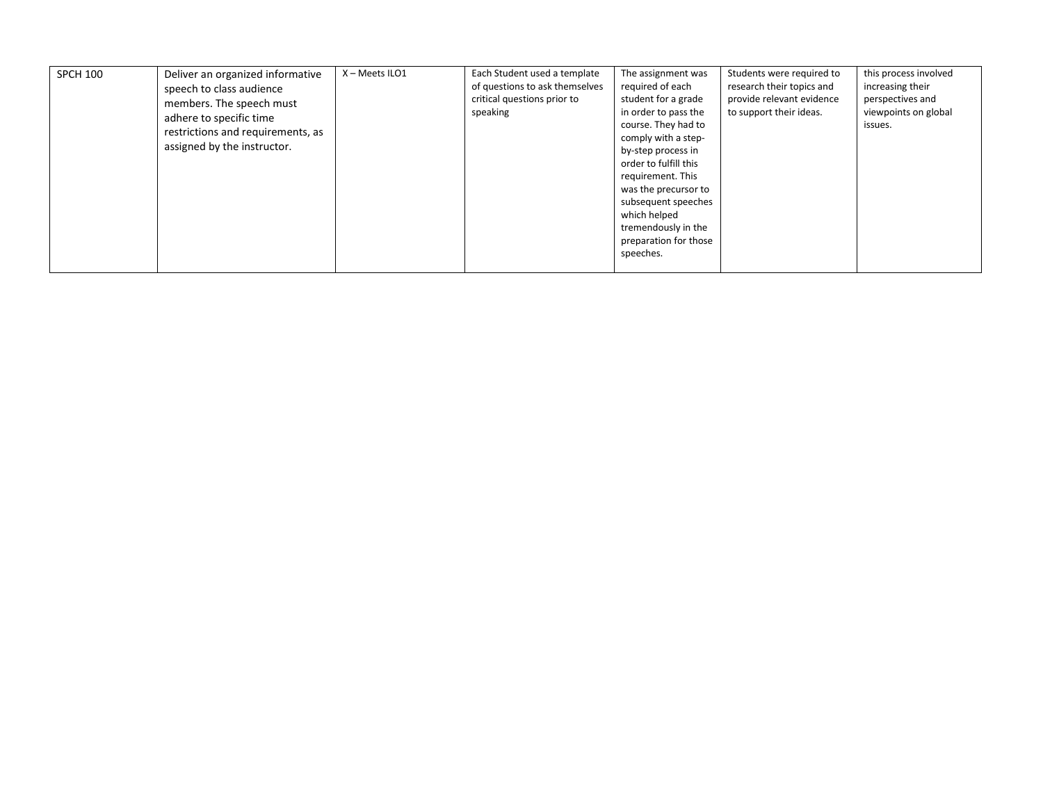| | | | | | | |
|---|---|---|---|---|---|---|
| SPCH 100 | Deliver an organized informative speech to class audience members. The speech must adhere to specific time restrictions and requirements, as assigned by the instructor. | X – Meets ILO1 | Each Student used a template of questions to ask themselves critical questions prior to speaking | The assignment was required of each student for a grade in order to pass the course. They had to comply with a step-by-step process in order to fulfill this requirement. This was the precursor to subsequent speeches which helped tremendously in the preparation for those speeches. | Students were required to research their topics and provide relevant evidence to support their ideas. | this process involved increasing their perspectives and viewpoints on global issues. |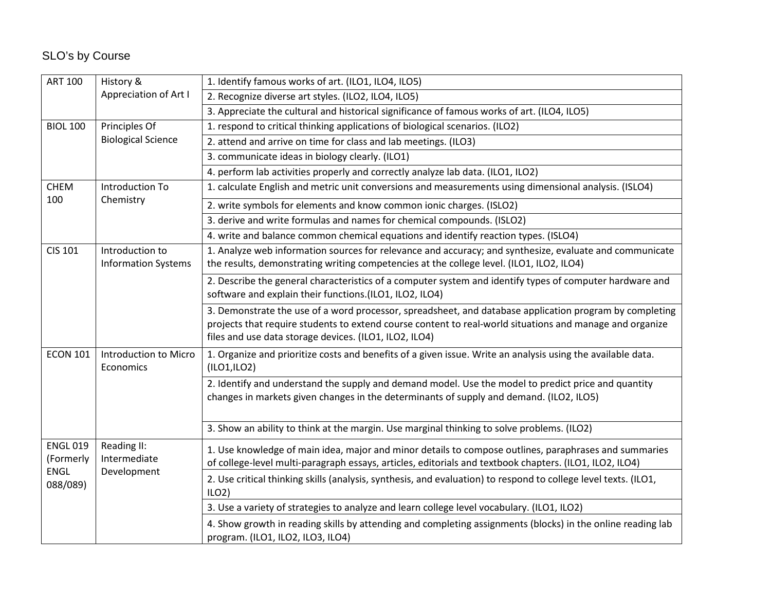SLO's by Course

| | | |
|---|---|---|
| ART 100 | History & Appreciation of Art I | 1. Identify famous works of art. (ILO1, ILO4, ILO5) |
| | | 2. Recognize diverse art styles. (ILO2, ILO4, ILO5) |
| | | 3. Appreciate the cultural and historical significance of famous works of art. (ILO4, ILO5) |
| BIOL 100 | Principles Of Biological Science | 1. respond to critical thinking applications of biological scenarios. (ILO2) |
| | | 2. attend and arrive on time for class and lab meetings. (ILO3) |
| | | 3. communicate ideas in biology clearly. (ILO1) |
| | | 4. perform lab activities properly and correctly analyze lab data. (ILO1, ILO2) |
| CHEM 100 | Introduction To Chemistry | 1. calculate English and metric unit conversions and measurements using dimensional analysis. (ISLO4) |
| | | 2. write symbols for elements and know common ionic charges. (ISLO2) |
| | | 3. derive and write formulas and names for chemical compounds. (ISLO2) |
| | | 4. write and balance common chemical equations and identify reaction types. (ISLO4) |
| CIS 101 | Introduction to Information Systems | 1. Analyze web information sources for relevance and accuracy; and synthesize, evaluate and communicate the results, demonstrating writing competencies at the college level. (ILO1, ILO2, ILO4) |
| | | 2. Describe the general characteristics of a computer system and identify types of computer hardware and software and explain their functions.(ILO1, ILO2, ILO4) |
| | | 3. Demonstrate the use of a word processor, spreadsheet, and database application program by completing projects that require students to extend course content to real-world situations and manage and organize files and use data storage devices. (ILO1, ILO2, ILO4) |
| ECON 101 | Introduction to Micro Economics | 1. Organize and prioritize costs and benefits of a given issue. Write an analysis using the available data. (ILO1,ILO2) |
| | | 2. Identify and understand the supply and demand model. Use the model to predict price and quantity changes in markets given changes in the determinants of supply and demand. (ILO2, ILO5) |
| | | 3. Show an ability to think at the margin. Use marginal thinking to solve problems. (ILO2) |
| ENGL 019 (Formerly ENGL 088/089) | Reading II: Intermediate Development | 1. Use knowledge of main idea, major and minor details to compose outlines, paraphrases and summaries of college-level multi-paragraph essays, articles, editorials and textbook chapters. (ILO1, ILO2, ILO4) |
| | | 2. Use critical thinking skills (analysis, synthesis, and evaluation) to respond to college level texts. (ILO1, ILO2) |
| | | 3. Use a variety of strategies to analyze and learn college level vocabulary. (ILO1, ILO2) |
| | | 4. Show growth in reading skills by attending and completing assignments (blocks) in the online reading lab program. (ILO1, ILO2, ILO3, ILO4) |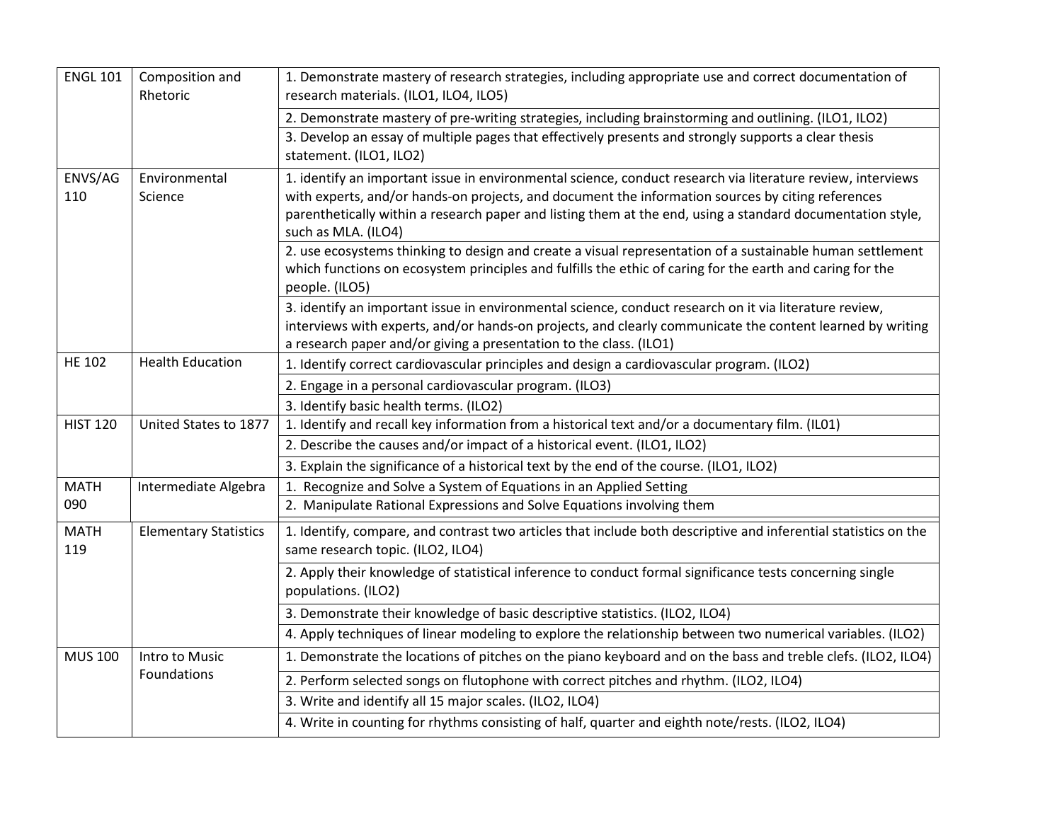| | | |
|---|---|---|
| ENGL 101 | Composition and Rhetoric | 1. Demonstrate mastery of research strategies, including appropriate use and correct documentation of research materials. (ILO1, ILO4, ILO5) |
| | | 2. Demonstrate mastery of pre-writing strategies, including brainstorming and outlining. (ILO1, ILO2) |
| | | 3. Develop an essay of multiple pages that effectively presents and strongly supports a clear thesis statement. (ILO1, ILO2) |
| ENVS/AG 110 | Environmental Science | 1. identify an important issue in environmental science, conduct research via literature review, interviews with experts, and/or hands-on projects, and document the information sources by citing references parenthetically within a research paper and listing them at the end, using a standard documentation style, such as MLA. (ILO4) |
| | | 2. use ecosystems thinking to design and create a visual representation of a sustainable human settlement which functions on ecosystem principles and fulfills the ethic of caring for the earth and caring for the people. (ILO5) |
| | | 3. identify an important issue in environmental science, conduct research on it via literature review, interviews with experts, and/or hands-on projects, and clearly communicate the content learned by writing a research paper and/or giving a presentation to the class. (ILO1) |
| HE 102 | Health Education | 1. Identify correct cardiovascular principles and design a cardiovascular program. (ILO2) |
| | | 2. Engage in a personal cardiovascular program. (ILO3) |
| | | 3. Identify basic health terms. (ILO2) |
| HIST 120 | United States to 1877 | 1. Identify and recall key information from a historical text and/or a documentary film. (IL01) |
| | | 2. Describe the causes and/or impact of a historical event. (ILO1, ILO2) |
| | | 3. Explain the significance of a historical text by the end of the course. (ILO1, ILO2) |
| MATH 090 | Intermediate Algebra | 1. Recognize and Solve a System of Equations in an Applied Setting |
| | | 2. Manipulate Rational Expressions and Solve Equations involving them |
| MATH 119 | Elementary Statistics | 1. Identify, compare, and contrast two articles that include both descriptive and inferential statistics on the same research topic. (ILO2, ILO4) |
| | | 2. Apply their knowledge of statistical inference to conduct formal significance tests concerning single populations. (ILO2) |
| | | 3. Demonstrate their knowledge of basic descriptive statistics. (ILO2, ILO4) |
| | | 4. Apply techniques of linear modeling to explore the relationship between two numerical variables. (ILO2) |
| MUS 100 | Intro to Music Foundations | 1. Demonstrate the locations of pitches on the piano keyboard and on the bass and treble clefs. (ILO2, ILO4) |
| | | 2. Perform selected songs on flutophone with correct pitches and rhythm. (ILO2, ILO4) |
| | | 3. Write and identify all 15 major scales. (ILO2, ILO4) |
| | | 4. Write in counting for rhythms consisting of half, quarter and eighth note/rests. (ILO2, ILO4) |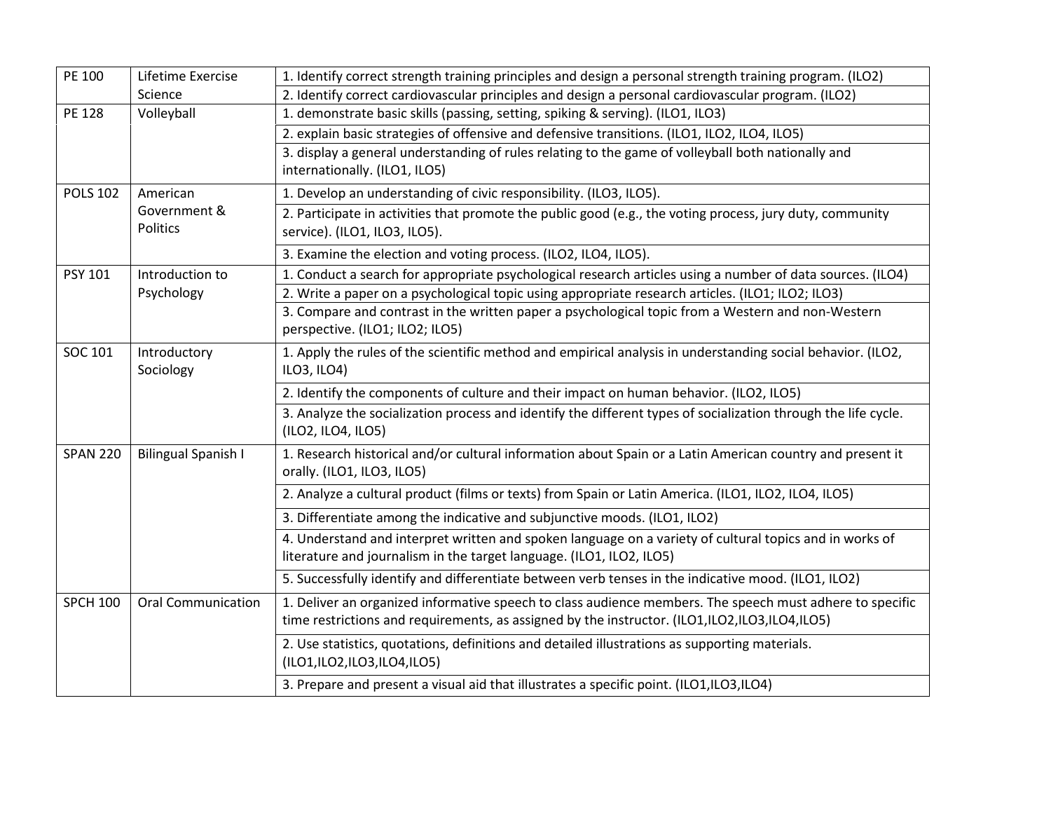| | | |
|---|---|---|
| PE 100 | Lifetime Exercise Science | 1. Identify correct strength training principles and design a personal strength training program. (ILO2) |
| | | 2. Identify correct cardiovascular principles and design a personal cardiovascular program. (ILO2) |
| PE 128 | Volleyball | 1. demonstrate basic skills (passing, setting, spiking & serving). (ILO1, ILO3) |
| | | 2. explain basic strategies of offensive and defensive transitions. (ILO1, ILO2, ILO4, ILO5) |
| | | 3. display a general understanding of rules relating to the game of volleyball both nationally and internationally. (ILO1, ILO5) |
| POLS 102 | American Government & Politics | 1. Develop an understanding of civic responsibility. (ILO3, ILO5). |
| | | 2. Participate in activities that promote the public good (e.g., the voting process, jury duty, community service). (ILO1, ILO3, ILO5). |
| | | 3. Examine the election and voting process. (ILO2, ILO4, ILO5). |
| PSY 101 | Introduction to Psychology | 1. Conduct a search for appropriate psychological research articles using a number of data sources. (ILO4) |
| | | 2. Write a paper on a psychological topic using appropriate research articles. (ILO1; ILO2; ILO3) |
| | | 3. Compare and contrast in the written paper a psychological topic from a Western and non-Western perspective. (ILO1; ILO2; ILO5) |
| SOC 101 | Introductory Sociology | 1. Apply the rules of the scientific method and empirical analysis in understanding social behavior. (ILO2, ILO3, ILO4) |
| | | 2. Identify the components of culture and their impact on human behavior. (ILO2, ILO5) |
| | | 3. Analyze the socialization process and identify the different types of socialization through the life cycle. (ILO2, ILO4, ILO5) |
| SPAN 220 | Bilingual Spanish I | 1. Research historical and/or cultural information about Spain or a Latin American country and present it orally. (ILO1, ILO3, ILO5) |
| | | 2. Analyze a cultural product (films or texts) from Spain or Latin America. (ILO1, ILO2, ILO4, ILO5) |
| | | 3. Differentiate among the indicative and subjunctive moods. (ILO1, ILO2) |
| | | 4. Understand and interpret written and spoken language on a variety of cultural topics and in works of literature and journalism in the target language. (ILO1, ILO2, ILO5) |
| | | 5. Successfully identify and differentiate between verb tenses in the indicative mood. (ILO1, ILO2) |
| SPCH 100 | Oral Communication | 1. Deliver an organized informative speech to class audience members. The speech must adhere to specific time restrictions and requirements, as assigned by the instructor. (ILO1,ILO2,ILO3,ILO4,ILO5) |
| | | 2. Use statistics, quotations, definitions and detailed illustrations as supporting materials. (ILO1,ILO2,ILO3,ILO4,ILO5) |
| | | 3. Prepare and present a visual aid that illustrates a specific point. (ILO1,ILO3,ILO4) |